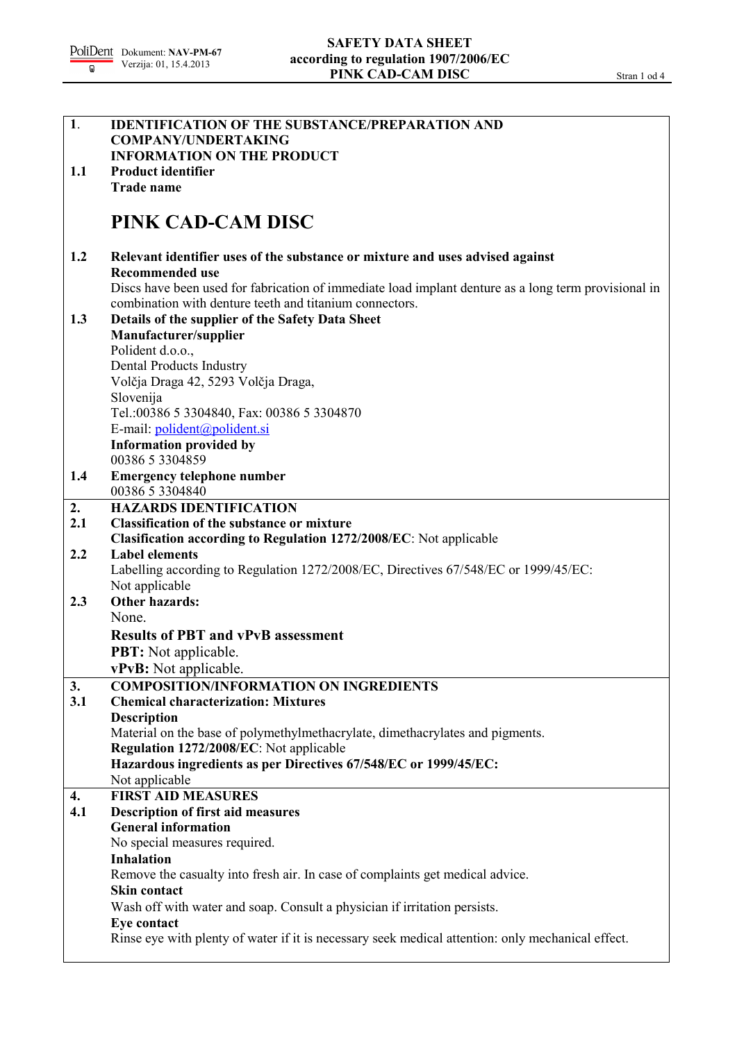## 1. IDENTIFICATION OF THE SUBSTANCE/PREPARATION AND COMPANY/UNDERTAKING INFORMATION ON THE PRODUCT

### 1.1 Product identifier

**Trade name**

# PINK CAD-CAM DISC

### 1.2 Relevant identifier uses of the substance or mixture and uses advised against

**Recommended use**

Discs have been used for fabrication of immediate load implant denture as a long term provisional in combination with denture teeth and titanium connectors.

### 1.3 Details of the supplier of the Safety Data Sheet

**Manufacturer/supplier**

Polident d.o.o.,
Dental Products Industry
Volčja Draga 42, 5293 Volčja Draga,
Slovenija
Tel.:00386 5 3304840, Fax: 00386 5 3304870
E-mail: polident@polident.si

**Information provided by**

00386 5 3304859

### 1.4 Emergency telephone number

00386 5 3304840

## 2. HAZARDS IDENTIFICATION

### 2.1 Classification of the substance or mixture

**Clasification according to Regulation 1272/2008/EC**: Not applicable

### 2.2 Label elements

Labelling according to Regulation 1272/2008/EC, Directives 67/548/EC or 1999/45/EC: Not applicable

### 2.3 Other hazards:

None.

**Results of PBT and vPvB assessment**

**PBT:** Not applicable.
**vPvB:** Not applicable.

## 3. COMPOSITION/INFORMATION ON INGREDIENTS

### 3.1 Chemical characterization: Mixtures

**Description**

Material on the base of polymethylmethacrylate, dimethacrylates and pigments.

**Regulation 1272/2008/EC**: Not applicable

**Hazardous ingredients as per Directives 67/548/EC or 1999/45/EC:**

Not applicable

## 4. FIRST AID MEASURES

### 4.1 Description of first aid measures

**General information**

No special measures required.

**Inhalation**

Remove the casualty into fresh air. In case of complaints get medical advice.

**Skin contact**

Wash off with water and soap. Consult a physician if irritation persists.

**Eye contact**

Rinse eye with plenty of water if it is necessary seek medical attention: only mechanical effect.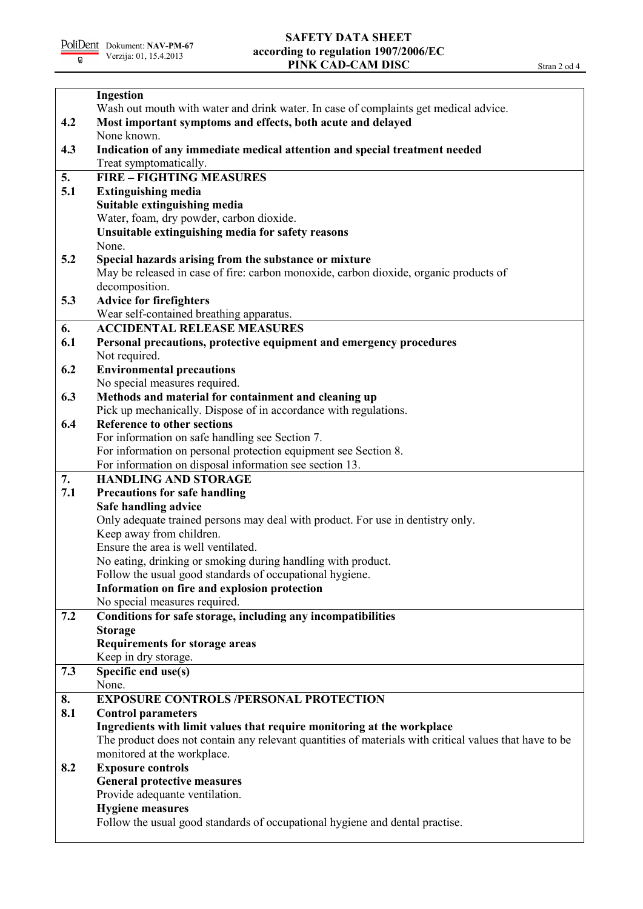**Ingestion**

Wash out mouth with water and drink water. In case of complaints get medical advice.

**4.2 Most important symptoms and effects, both acute and delayed**

None known.

**4.3 Indication of any immediate medical attention and special treatment needed**

Treat symptomatically.

## 5. FIRE – FIGHTING MEASURES

**5.1 Extinguishing media**

**Suitable extinguishing media**

Water, foam, dry powder, carbon dioxide.

**Unsuitable extinguishing media for safety reasons**

None.

**5.2 Special hazards arising from the substance or mixture**

May be released in case of fire: carbon monoxide, carbon dioxide, organic products of decomposition.

**5.3 Advice for firefighters**

Wear self-contained breathing apparatus.

## 6. ACCIDENTAL RELEASE MEASURES

**6.1 Personal precautions, protective equipment and emergency procedures**

Not required.

**6.2 Environmental precautions**

No special measures required.

**6.3 Methods and material for containment and cleaning up**

Pick up mechanically. Dispose of in accordance with regulations.

**6.4 Reference to other sections**

For information on safe handling see Section 7.
For information on personal protection equipment see Section 8.
For information on disposal information see section 13.

## 7. HANDLING AND STORAGE

**7.1 Precautions for safe handling**

**Safe handling advice**

Only adequate trained persons may deal with product. For use in dentistry only.
Keep away from children.
Ensure the area is well ventilated.
No eating, drinking or smoking during handling with product.
Follow the usual good standards of occupational hygiene.

**Information on fire and explosion protection**

No special measures required.

**7.2 Conditions for safe storage, including any incompatibilities**

**Storage**

**Requirements for storage areas**

Keep in dry storage.

**7.3 Specific end use(s)**

None.

## 8. EXPOSURE CONTROLS /PERSONAL PROTECTION

**8.1 Control parameters**

**Ingredients with limit values that require monitoring at the workplace**

The product does not contain any relevant quantities of materials with critical values that have to be monitored at the workplace.

**8.2 Exposure controls**

**General protective measures**

Provide adequante ventilation.

**Hygiene measures**

Follow the usual good standards of occupational hygiene and dental practise.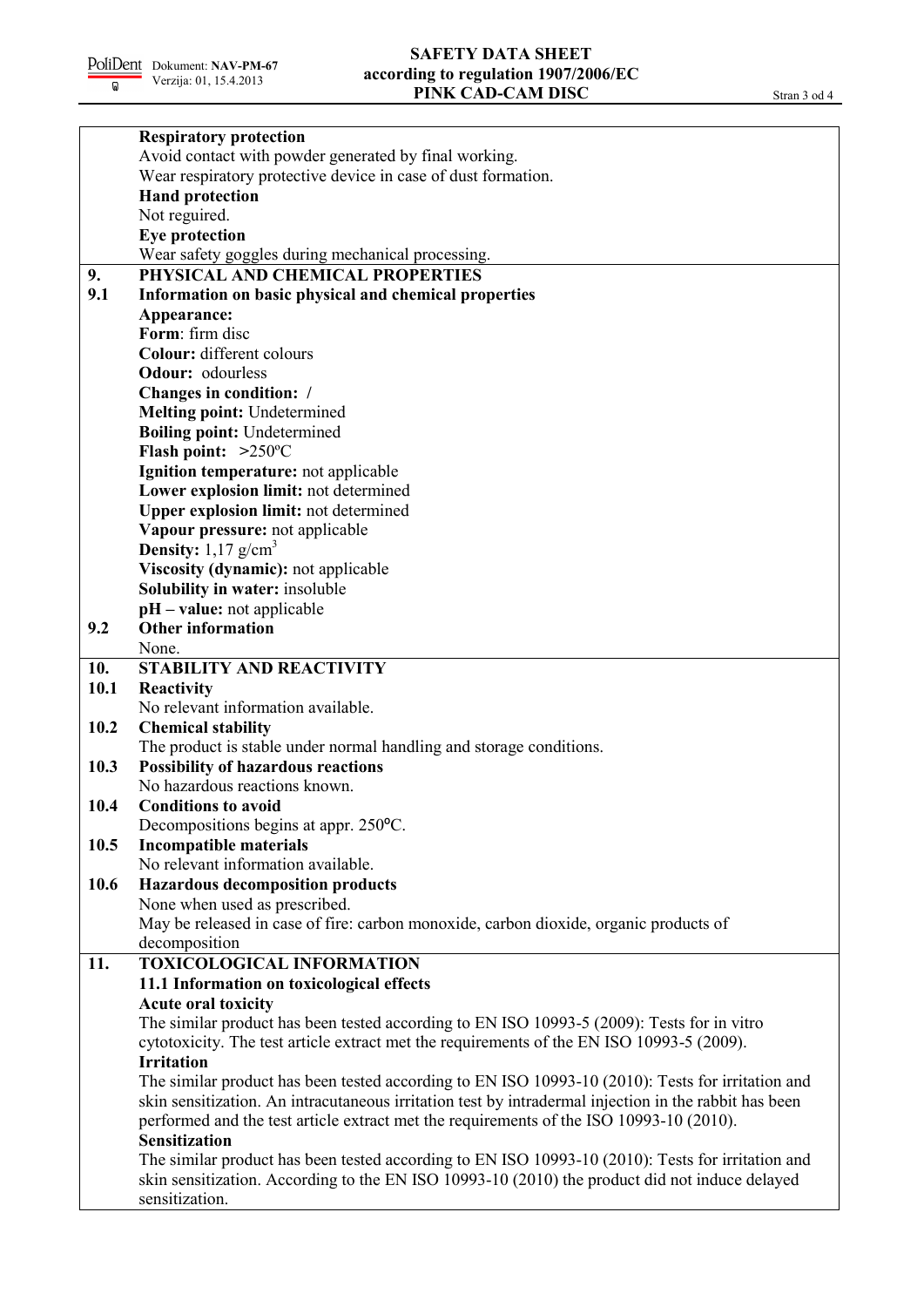**Respiratory protection**

Avoid contact with powder generated by final working.

Wear respiratory protective device in case of dust formation.

**Hand protection**

Not reguired.

**Eye protection**

Wear safety goggles during mechanical processing.

## 9. PHYSICAL AND CHEMICAL PROPERTIES

### 9.1 Information on basic physical and chemical properties

**Appearance:**

**Form**: firm disc

**Colour:** different colours

**Odour:** odourless

**Changes in condition:** /

**Melting point:** Undetermined

**Boiling point:** Undetermined

**Flash point:** >250ºC

**Ignition temperature:** not applicable

**Lower explosion limit:** not determined

**Upper explosion limit:** not determined

**Vapour pressure:** not applicable

**Density:** 1,17 g/cm$^3$

**Viscosity (dynamic):** not applicable

**Solubility in water:** insoluble

**pH – value:** not applicable

### 9.2 Other information

None.

## 10. STABILITY AND REACTIVITY

### 10.1 Reactivity

No relevant information available.

### 10.2 Chemical stability

The product is stable under normal handling and storage conditions.

### 10.3 Possibility of hazardous reactions

No hazardous reactions known.

### 10.4 Conditions to avoid

Decompositions begins at appr. 250°C.

### 10.5 Incompatible materials

No relevant information available.

### 10.6 Hazardous decomposition products

None when used as prescribed.

May be released in case of fire: carbon monoxide, carbon dioxide, organic products of decomposition

## 11. TOXICOLOGICAL INFORMATION

### 11.1 Information on toxicological effects

**Acute oral toxicity**

The similar product has been tested according to EN ISO 10993-5 (2009): Tests for in vitro cytotoxicity. The test article extract met the requirements of the EN ISO 10993-5 (2009).

**Irritation**

The similar product has been tested according to EN ISO 10993-10 (2010): Tests for irritation and skin sensitization. An intracutaneous irritation test by intradermal injection in the rabbit has been performed and the test article extract met the requirements of the ISO 10993-10 (2010).

**Sensitization**

The similar product has been tested according to EN ISO 10993-10 (2010): Tests for irritation and skin sensitization. According to the EN ISO 10993-10 (2010) the product did not induce delayed sensitization.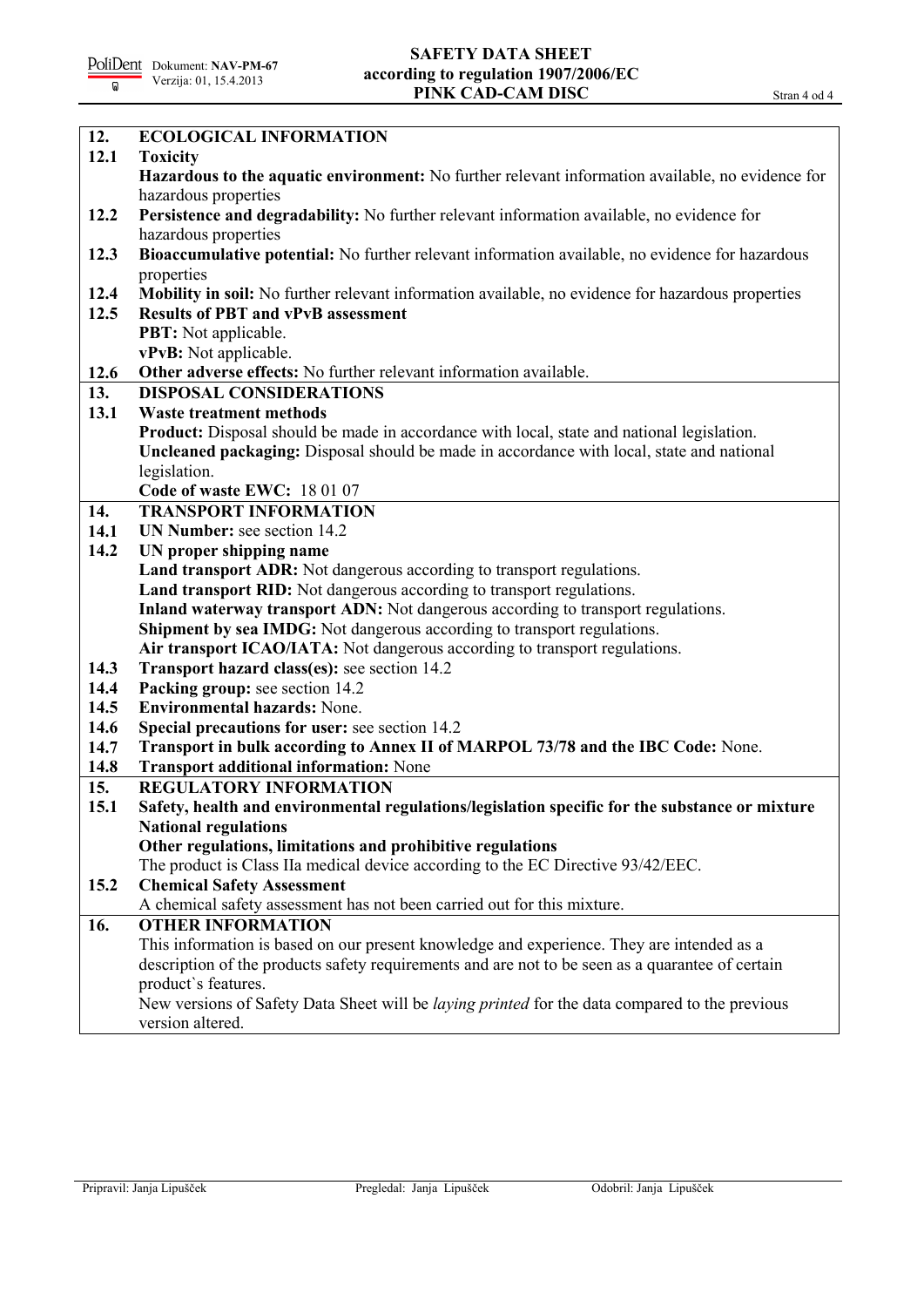## 12. ECOLOGICAL INFORMATION

**12.1 Toxicity**

**Hazardous to the aquatic environment:** No further relevant information available, no evidence for hazardous properties

**12.2 Persistence and degradability:** No further relevant information available, no evidence for hazardous properties

**12.3 Bioaccumulative potential:** No further relevant information available, no evidence for hazardous properties

**12.4 Mobility in soil:** No further relevant information available, no evidence for hazardous properties

**12.5 Results of PBT and vPvB assessment**

**PBT:** Not applicable.

**vPvB:** Not applicable.

**12.6 Other adverse effects:** No further relevant information available.

## 13. DISPOSAL CONSIDERATIONS

**13.1 Waste treatment methods**

**Product:** Disposal should be made in accordance with local, state and national legislation.

**Uncleaned packaging:** Disposal should be made in accordance with local, state and national legislation.

**Code of waste EWC:** 18 01 07

## 14. TRANSPORT INFORMATION

**14.1 UN Number:** see section 14.2

**14.2 UN proper shipping name**

**Land transport ADR:** Not dangerous according to transport regulations.

**Land transport RID:** Not dangerous according to transport regulations.

**Inland waterway transport ADN:** Not dangerous according to transport regulations.

**Shipment by sea IMDG:** Not dangerous according to transport regulations.

**Air transport ICAO/IATA:** Not dangerous according to transport regulations.

**14.3 Transport hazard class(es):** see section 14.2

**14.4 Packing group:** see section 14.2

**14.5 Environmental hazards:** None.

**14.6 Special precautions for user:** see section 14.2

**14.7 Transport in bulk according to Annex II of MARPOL 73/78 and the IBC Code:** None.

**14.8 Transport additional information:** None

## 15. REGULATORY INFORMATION

**15.1 Safety, health and environmental regulations/legislation specific for the substance or mixture**

**National regulations**

**Other regulations, limitations and prohibitive regulations**

The product is Class IIa medical device according to the EC Directive 93/42/EEC.

**15.2 Chemical Safety Assessment**

A chemical safety assessment has not been carried out for this mixture.

## 16. OTHER INFORMATION

This information is based on our present knowledge and experience. They are intended as a description of the products safety requirements and are not to be seen as a quarantee of certain product`s features.

New versions of Safety Data Sheet will be *laying printed* for the data compared to the previous version altered.

Pripravil: Janja Lipušček　　Pregledal: Janja Lipušček　　Odobril: Janja Lipušček